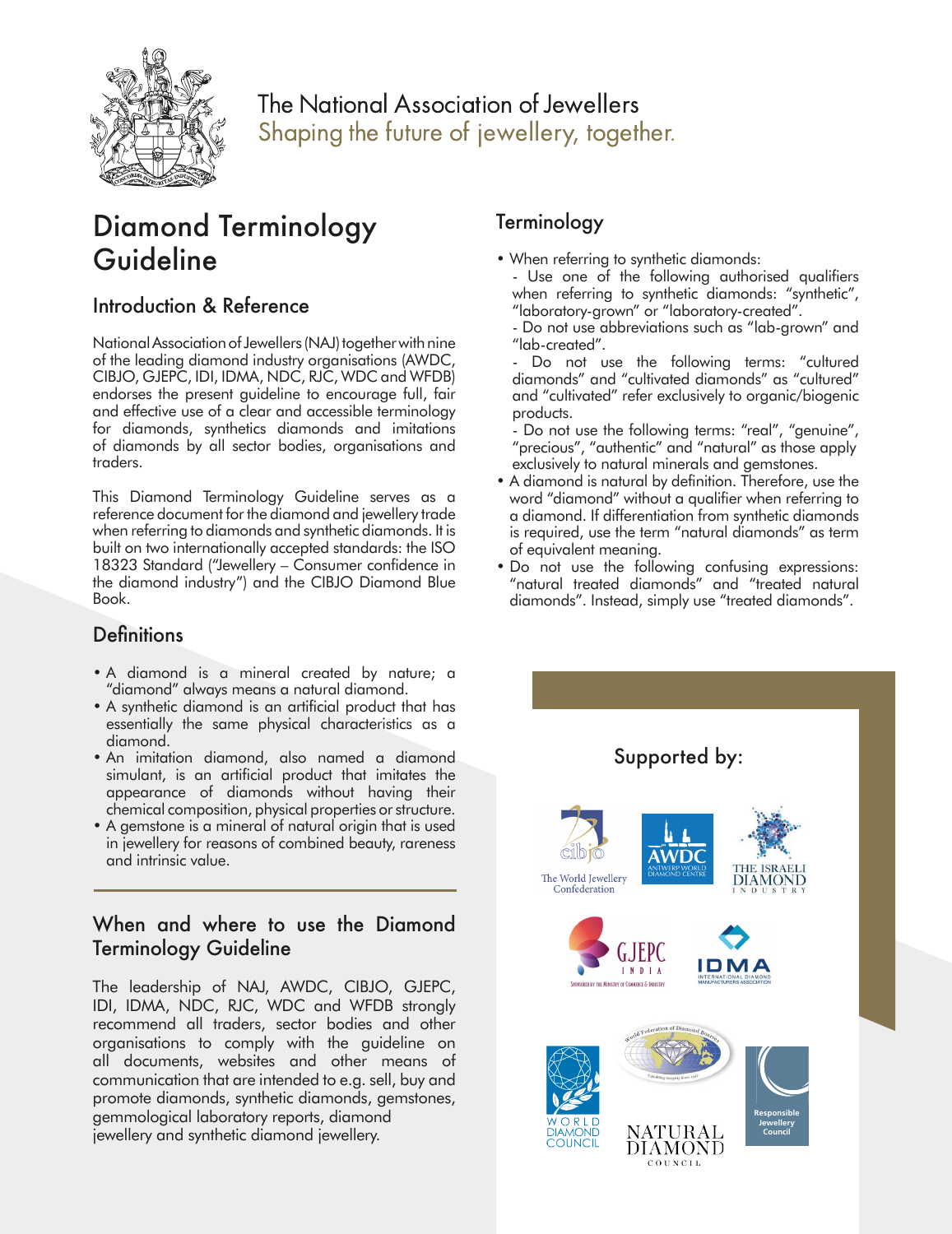The National Association of Jewellers
Shaping the future of jewellery, together.

# Diamond Terminology Guideline

## Introduction & Reference

National Association of Jewellers (NAJ) together with nine of the leading diamond industry organisations (AWDC, CIBJO, GJEPC, IDI, IDMA, NDC, RJC, WDC and WFDB) endorses the present guideline to encourage full, fair and effective use of a clear and accessible terminology for diamonds, synthetics diamonds and imitations of diamonds by all sector bodies, organisations and traders.

This Diamond Terminology Guideline serves as a reference document for the diamond and jewellery trade when referring to diamonds and synthetic diamonds. It is built on two internationally accepted standards: the ISO 18323 Standard ("Jewellery – Consumer confidence in the diamond industry") and the CIBJO Diamond Blue Book.

## Definitions

- A diamond is a mineral created by nature; a "diamond" always means a natural diamond.
- A synthetic diamond is an artificial product that has essentially the same physical characteristics as a diamond.
- An imitation diamond, also named a diamond simulant, is an artificial product that imitates the appearance of diamonds without having their chemical composition, physical properties or structure.
- A gemstone is a mineral of natural origin that is used in jewellery for reasons of combined beauty, rareness and intrinsic value.

## When and where to use the Diamond Terminology Guideline

The leadership of NAJ, AWDC, CIBJO, GJEPC, IDI, IDMA, NDC, RJC, WDC and WFDB strongly recommend all traders, sector bodies and other organisations to comply with the guideline on all documents, websites and other means of communication that are intended to e.g. sell, buy and promote diamonds, synthetic diamonds, gemstones, gemmological laboratory reports, diamond jewellery and synthetic diamond jewellery.

## Terminology

- When referring to synthetic diamonds:
  - Use one of the following authorised qualifiers when referring to synthetic diamonds: "synthetic", "laboratory-grown" or "laboratory-created".
  - Do not use abbreviations such as "lab-grown" and "lab-created".
  - Do not use the following terms: "cultured diamonds" and "cultivated diamonds" as "cultured" and "cultivated" refer exclusively to organic/biogenic products.
  - Do not use the following terms: "real", "genuine", "precious", "authentic" and "natural" as those apply exclusively to natural minerals and gemstones.
- A diamond is natural by definition. Therefore, use the word "diamond" without a qualifier when referring to a diamond. If differentiation from synthetic diamonds is required, use the term "natural diamonds" as term of equivalent meaning.
- Do not use the following confusing expressions: "natural treated diamonds" and "treated natural diamonds". Instead, simply use "treated diamonds".

Supported by:

The World Jewellery Confederation (CIBJO), AWDC Antwerp World Diamond Centre, The Israeli Diamond Industry, GJEPC India, IDMA International Diamond Manufacturers Association, World Diamond Council, World Federation of Diamond Bourses, Natural Diamond Council, Responsible Jewellery Council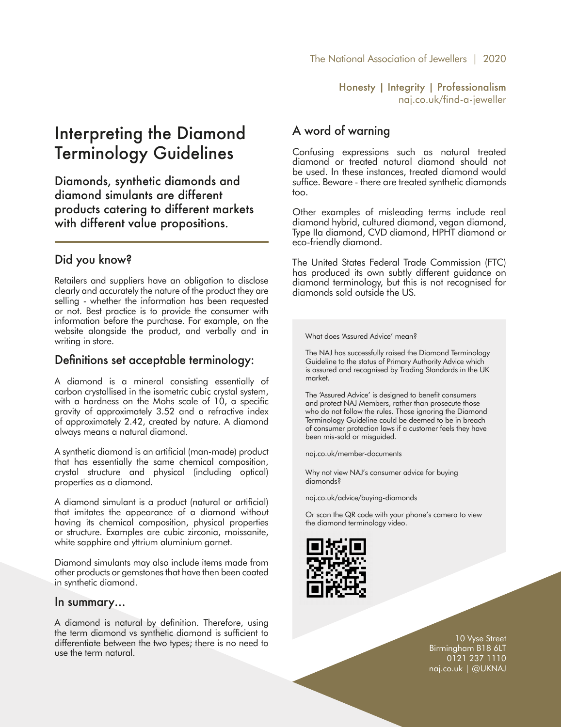The National Association of Jewellers | 2020

Honesty | Integrity | Professionalism
naj.co.uk/find-a-jeweller

# Interpreting the Diamond Terminology Guidelines

Diamonds, synthetic diamonds and diamond simulants are different products catering to different markets with different value propositions.

## Did you know?

Retailers and suppliers have an obligation to disclose clearly and accurately the nature of the product they are selling - whether the information has been requested or not. Best practice is to provide the consumer with information before the purchase. For example, on the website alongside the product, and verbally and in writing in store.

## Definitions set acceptable terminology:

A diamond is a mineral consisting essentially of carbon crystallised in the isometric cubic crystal system, with a hardness on the Mohs scale of 10, a specific gravity of approximately 3.52 and a refractive index of approximately 2.42, created by nature. A diamond always means a natural diamond.

A synthetic diamond is an artificial (man-made) product that has essentially the same chemical composition, crystal structure and physical (including optical) properties as a diamond.

A diamond simulant is a product (natural or artificial) that imitates the appearance of a diamond without having its chemical composition, physical properties or structure. Examples are cubic zirconia, moissanite, white sapphire and yttrium aluminium garnet.

Diamond simulants may also include items made from other products or gemstones that have then been coated in synthetic diamond.

## In summary...

A diamond is natural by definition. Therefore, using the term diamond vs synthetic diamond is sufficient to differentiate between the two types; there is no need to use the term natural.

## A word of warning

Confusing expressions such as natural treated diamond or treated natural diamond should not be used. In these instances, treated diamond would suffice. Beware - there are treated synthetic diamonds too.

Other examples of misleading terms include real diamond hybrid, cultured diamond, vegan diamond, Type IIa diamond, CVD diamond, HPHT diamond or eco-friendly diamond.

The United States Federal Trade Commission (FTC) has produced its own subtly different guidance on diamond terminology, but this is not recognised for diamonds sold outside the US.

What does 'Assured Advice' mean?

The NAJ has successfully raised the Diamond Terminology Guideline to the status of Primary Authority Advice which is assured and recognised by Trading Standards in the UK market.

The 'Assured Advice' is designed to benefit consumers and protect NAJ Members, rather than prosecute those who do not follow the rules. Those ignoring the Diamond Terminology Guideline could be deemed to be in breach of consumer protection laws if a customer feels they have been mis-sold or misguided.

naj.co.uk/member-documents

Why not view NAJ's consumer advice for buying diamonds?

naj.co.uk/advice/buying-diamonds

Or scan the QR code with your phone's camera to view the diamond terminology video.

10 Vyse Street
Birmingham B18 6LT
0121 237 1110
naj.co.uk | @UKNAJ